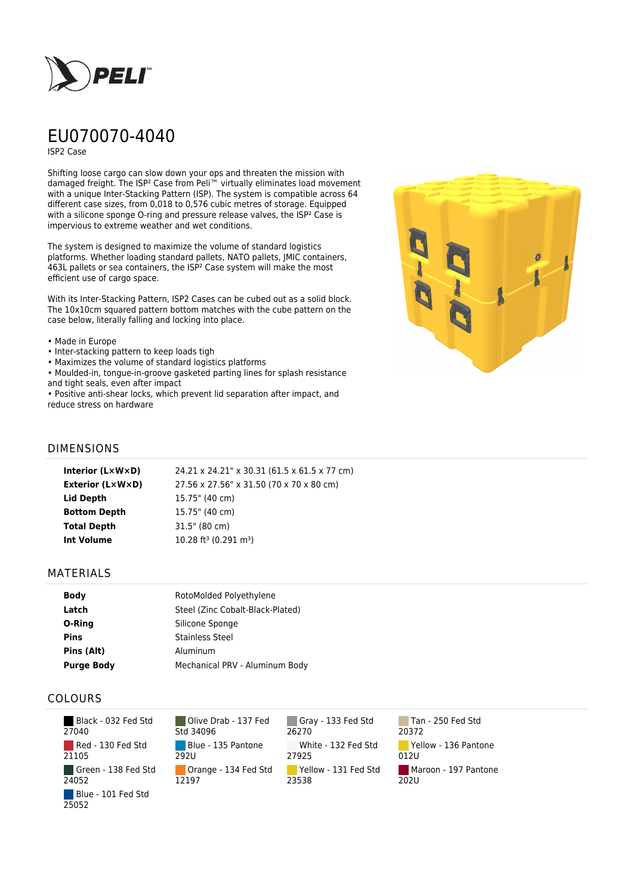# EU070070-4040

ISP2 Case

Shifting loose cargo can slow down your ops and threaten the mission with damaged freight. The ISP² Case from Peli™ virtually eliminates load movement with a unique Inter-Stacking Pattern (ISP). The system is compatible across 64 different case sizes, from 0,018 to 0,576 cubic metres of storage. Equipped with a silicone sponge O-ring and pressure release valves, the ISP² Case is impervious to extreme weather and wet conditions.

The system is designed to maximize the volume of standard logistics platforms. Whether loading standard pallets, NATO pallets, JMIC containers, 463L pallets or sea containers, the ISP² Case system will make the most efficient use of cargo space.

With its Inter-Stacking Pattern, ISP2 Cases can be cubed out as a solid block. The 10x10cm squared pattern bottom matches with the cube pattern on the case below, literally falling and locking into place.

- Made in Europe
- Inter-stacking pattern to keep loads tigh
- Maximizes the volume of standard logistics platforms
- Moulded-in, tongue-in-groove gasketed parting lines for splash resistance and tight seals, even after impact
- Positive anti-shear locks, which prevent lid separation after impact, and reduce stress on hardware

## DIMENSIONS

| | |
|---|---|
| **Interior (L×W×D)** | 24.21 x 24.21" x 30.31 (61.5 x 61.5 x 77 cm) |
| **Exterior (L×W×D)** | 27.56 x 27.56" x 31.50 (70 x 70 x 80 cm) |
| **Lid Depth** | 15.75" (40 cm) |
| **Bottom Depth** | 15.75" (40 cm) |
| **Total Depth** | 31.5" (80 cm) |
| **Int Volume** | 10.28 ft³ (0.291 m³) |

## MATERIALS

| | |
|---|---|
| **Body** | RotoMolded Polyethylene |
| **Latch** | Steel (Zinc Cobalt-Black-Plated) |
| **O-Ring** | Silicone Sponge |
| **Pins** | Stainless Steel |
| **Pins (Alt)** | Aluminum |
| **Purge Body** | Mechanical PRV - Aluminum Body |

## COLOURS

- Black - 032 Fed Std 27040
- Olive Drab - 137 Fed Std 34096
- Gray - 133 Fed Std 26270
- Tan - 250 Fed Std 20372
- Red - 130 Fed Std 21105
- Blue - 135 Pantone 292U
- White - 132 Fed Std 27925
- Yellow - 136 Pantone 012U
- Green - 138 Fed Std 24052
- Orange - 134 Fed Std 12197
- Yellow - 131 Fed Std 23538
- Maroon - 197 Pantone 202U
- Blue - 101 Fed Std 25052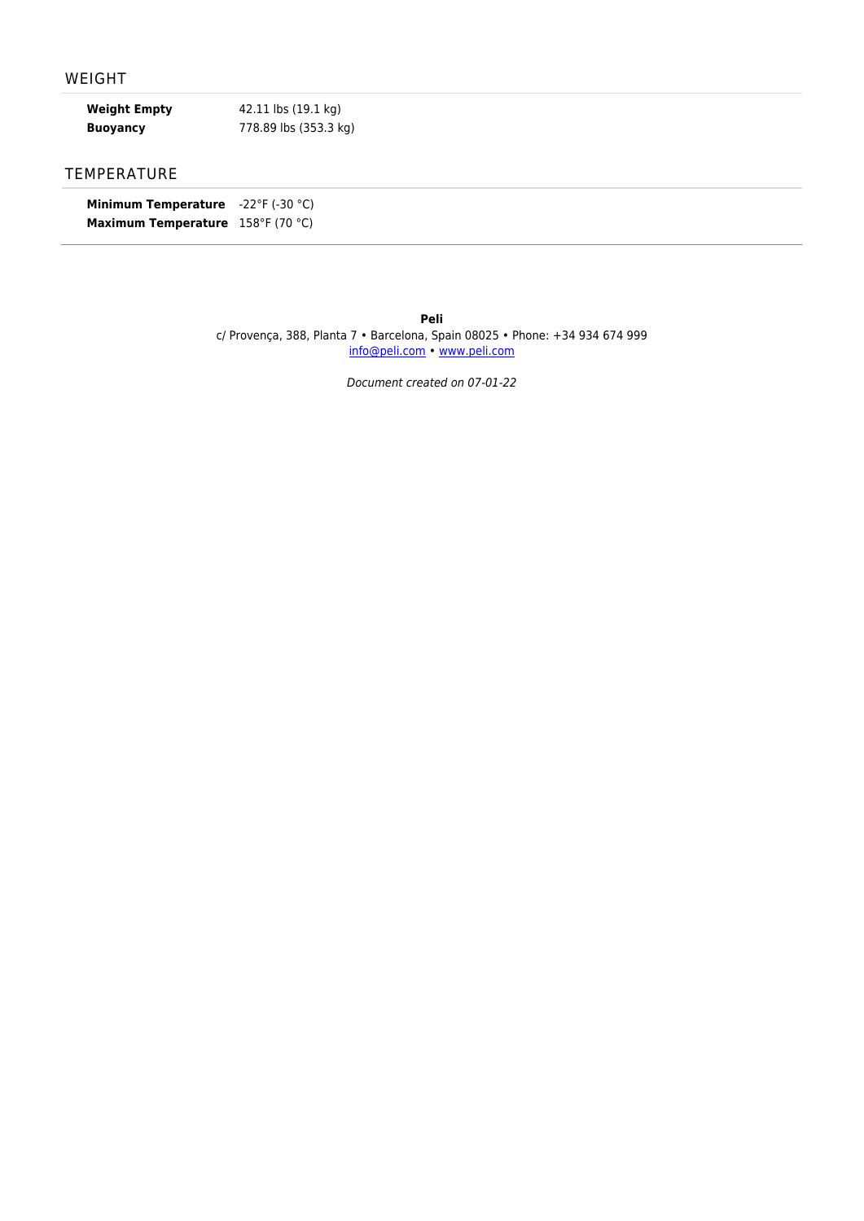## WEIGHT

| | |
|---|---|
| **Weight Empty** | 42.11 lbs (19.1 kg) |
| **Buoyancy** | 778.89 lbs (353.3 kg) |

## TEMPERATURE

| | |
|---|---|
| **Minimum Temperature** | -22°F (-30 °C) |
| **Maximum Temperature** | 158°F (70 °C) |

**Peli**
c/ Provença, 388, Planta 7 • Barcelona, Spain 08025 • Phone: +34 934 674 999
info@peli.com • www.peli.com

*Document created on 07-01-22*